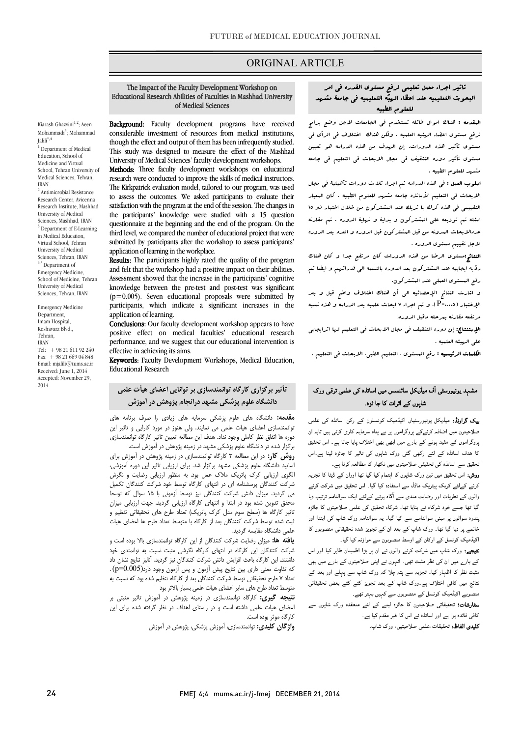ORIGINAL ARTICLE

# The Impact of the Faculty Development Workshop on Educational Research Abilities of Faculties in Mashhad University of Medical Sciences

Kiarash Ghazvini[1,2]; Aeen Mohammadi[3]; Mohammad Jalili[*,4]

[1] Department of Medical Education, School of Medicine and Virtual School, Tehran University of Medical Sciences, Tehran, IRAN
[2] Antimicrobial Resistance Research Center, Avicenna Research Institute, Mashhad University of Medical Sciences, Mashhad, IRAN
[3] Department of E-Learning in Medical Education, Virtual School, Tehran University of Medical Sciences, Tehran, IRAN
[4,*] Department of Emergency Medicine, School of Medicine, Tehran University of Medical Sciences, Tehran, IRAN

Emergency Medicine Department, Imam Hospital, Keshavarz Blvd., Tehran, IRAN
Tel: + 98 21 611 92 240
Fax: + 98 21 669 04 848
Email: mjalili@tums.ac.ir
Received: June 1, 2014
Accepted: November 29, 2014

**Background:** Faculty development programs have received considerable investment of resources from medical institutions, though the effect and output of them has been infrequently studied. This study was designed to measure the effect of the Mashhad University of Medical Sciences' faculty development workshops.

**Methods:** Three faculty development workshops on educational research were conducted to improve the skills of medical instructors. The Kirkpatrick evaluation model, tailored to our program, was used to assess the outcomes. We asked participants to evaluate their satisfaction with the program at the end of the session. The changes in the participants' knowledge were studied with a 15 question questionnaire at the beginning and the end of the program. On the third level, we compared the number of educational project that were submitted by participants after the workshop to assess participants' application of learning in the workplace.

**Results:** The participants highly rated the quality of the program and felt that the workshop had a positive impact on their abilities. Assessment showed that the increase in the participants' cognitive knowledge between the pre-test and post-test was significant ($p=0.005$). Seven educational proposals were submitted by participants, which indicate a significant increases in the application of learning.

**Conclusions:** Our faculty development workshop appears to have positive effect on medical faculties' educational research performance, and we suggest that our educational intervention is effective in achieving its aims.

**Keywords:** Faculty Development Workshops, Medical Education, Educational Research

## تاثیر اجراء معمل تعلیمی لرفع مستوی القدره فی امر البحوث التعلیمیه عند اعظاء الهیئه التعلیمیه فی جامعة مشهد للعلوم الطبیه

**المقدمه :** هناک اموال طائله تستخدم فی الجامعات لاجل وضع برامج ترفع مستوی اعضاء الهیئه العلمیه . ولکن هناک اختلاف فی الرأی فی مستوی تأثیر هذه الدورات. إن الهدف من هذه الدراسه هو تعیین مستوی تأثیر دوره التثقیف فی مجال الابحاث فی التعلیم فی جامعه مشهد للعلوم الطبیه .

**اسلوب العمل :** فی هذه الدراسه تم اجراء ثلاث دورات تأهیلیة فی مجال الابحاث فی التعلیم لأساتذه جامعه مشهد للعلوم الطبیه . کان المعیار التقییمی فی هذه کرک با تریک عند المشترکون من خلال اختبار ذو ۱۵ اسئله تم توزیعه علی المشترکون و بدایة و نهایة الدوره . تم مقارنه عددالابحاث المدونه من قبل المشترکون قبل الدوره و العدد بعد الدوره لاجل تقییم مستوی الدوره .

**النتائج:** مستوی الرضا من هذه الدورات کان مرتفع جدا و کان هناک رؤیه ایجابیه عند المشترکون بعد الدوره بالنسبه الی قدراتهم و ایضا تم رفع المستوی العملی عند المشترکون.

و اشارت النتائج الإحصائیه الی أن هناک اختلاف واضح قبل و بعد الإختبار ($P=0.005$)، و تم اجراء ۷ ابحاث علمیه بعد الدراسه و هذه نسبه مرتفعه مقارنه بمرحله ماقبل الدوره.

**الإستنتاج:** إن دوره التثقیف فی مجال الابحاث فی التعلیم لها اثرایجابی علی الهیئه العلمیه .

**الکلمات الرئیسیه :** رفع المستوی ، التعلیم الطبی، الابحاث فی التعلیم .

## تأثیر برگزاری کارگاه توانمندسازی بر توانایی اعضای هیأت علمی دانشگاه علوم پزشکی مشهد درانجام پژوهش در آموزش

**مقدمه:** دانشگاه های علوم پزشکی سرمایه های زیادی را صرف برنامه های توانمندسازی اعضای هیات علمی می نمایند. ولی هنوز در مورد کارایی و تاثیر این دوره ها اتفاق نظر کاملی وجود نداد. هدف این مطالعه تعیین تاثیر کارگاه توانمندسازی برگزار شده در دانشگاه علوم پزشکی مشهد در زمینه پژوهش در آموزش است.

**روش کار:** در این مطالعه ۳ کارگاه توانمندسازی در زمینه پژوهش در آموزش برای اساتید دانشگاه علوم پزشکی مشهد برگزار شد. برای ارزیابی تاثیر این دوره آموزشی، الگوی ارزیابی کرک پاتریک ملاک عمل بود به منظور ارزیابی رضایت و نگرش شرکت کنندگان پرسشنامه ای در انتهای کارگاه توسط خود شرکت کنندگان تکمیل می گردید. میزان دانش شرکت کنندگان نیز توسط آزمونی با ۱۵ سوال که توسط محقق تدوین شده بود در ابتدا و انتهای کارگاه ارزیابی گردید. جهت ارزیابی میزان تاثیر کارگاه ها (سطح سوم مدل کرک پاتریک) تعداد طرح های تحقیقاتی تنظیم و ثبت شده توسط شرکت کنندگان بعد از کارگاه با متوسط تعداد طرح ها اعضای هیات علمی دانشگاه مقایسه گردید.

**یافته ها:** میزان رضایت شرکت کنندگان از این کارگاه توانمندسازی بالا بوده است و شرکت کنندگان این کارگاه در انتهای کارگاه نگرشی مثبت نسبت به توانمندی خود داشتند. این کارگاه باعث افزایش دانش شرکت کنندگان نیز گردید. آنالیز نتایج نشان داد که تفاوت معنی داری بین نتایج پیش آزمون و پس آزمون وجود دارد($p=0.005$) . تعداد ۷ طرح تحقیقاتی توسط شرکت کنندگان بعد از کارگاه تنظیم شده بود که نسبت به متوسط تعداد طرح های سایر اعضای هیات علمی بسیار بالاتر بود

**نتیجه گیری:** کارگاه توانمندسازی در زمینه پژوهش در آموزش تاثیر مثبتی بر اعضای هیات علمی داشته است و در راستای اهداف در نظر گرفته شده برای این کارگاه موثر بوده است.

**واژگان کلیدی:** توانمندسازی، آموزش پزشکی، پژوهش در آموزش

## مشہد یونیورسٹی آف میڈیکل سائنسس میں اساتذہ کی علمی ترقی ورک شاپوں کے اثرات کا جا ئزہ۔

**بیک گراونڈ:** میڈیکل یونیورسٹیاں اکیڈمیک کونسلوں کے رکن اساتذہ کی علمی صلاحیتوں میں اضافہ کرنےکے پروگراموں پر بے پناہ سرمایہ کاری کرتی ہیں تاہم ان پروگراموں کے مفید ہونے کے بارے میں ابھی بھی اختلاف پایا جاتا ہے۔ اس تحقیق کا ھدف اساتذہ کے لئے رکھی گئی ورک شاپوں کی تاثیر کا جائزہ لینا ہے۔اس تحقیق سے اساتذہ کی تحقیقی صلاحیتوں میں نکھار کا مطالعہ کرنا ہے۔

**روش:** اس تحقیق میں تین ورک شاپوں کا اہتمام کیا گیا تھا اوران کے ڈیٹا کا تجزیہ کرنے کےلئے کرک پیٹرک ماڈل سے استفادہ کیا گیا۔ اس تحقیق میں شرکت کرنے والوں کے نظریات اور رضایت مندی سے آگاہ ہونے کےلئے ایک سوالنامہ ترتیب دیا گیا تھا جسے خود شرکاء نے بنایا تھا۔ شرکاء تحقیق کی علمی صلاحیتوں کا جائزہ پندرہ سوالوں پر مبنی سوالنامے سے کیا گیا۔ یہ سوالنامہ ورک شاپ کی ابتدا اور خاتمے پر دیا گيا تھا۔ ورک شاپ کے بعد ان کے تجویز شدہ تحقیقاتی منصوبوں کا اکیڈمیک کونسل کے ارکان کے اوسط منصوبوں سے موازنہ کیا گيا۔

**نتیجے:** ورک شاپ میں شرکت کرنے والوں نے ان پر بڑا اطمینان ظاہر کیا اور اس کے بارے میں ان کی نظر مثبت تھی۔ انہوں نے اپنی صلاحیتوں کے بارے میں بھی مثبت نظر کا اظہار کیا۔ تجزیے سے پتہ چلا کہ ورک شاپ سے پہلے اور بعد کے نتائج میں کافی اختلاف ہے۔ورک شاپ کے بعد تجویز کئے گئے بعض تحقیقاتی منصوبے اکیڈمیک کونسل کے منصوبوں سے کہیں بہتر تھے۔

**سفارشات:** تحقیقاتی صلاحیتوں کا جائزہ لینے کے لئے منعقدہ ورک شاپوں سے کافی فائدہ ہوا ہے اور اساتذہ نے اس کا خیر مقدم کیا ہے۔

**کلیدی الفاظ:** تحقیقات،علمی صلاحیتیں، ورک شاپ۔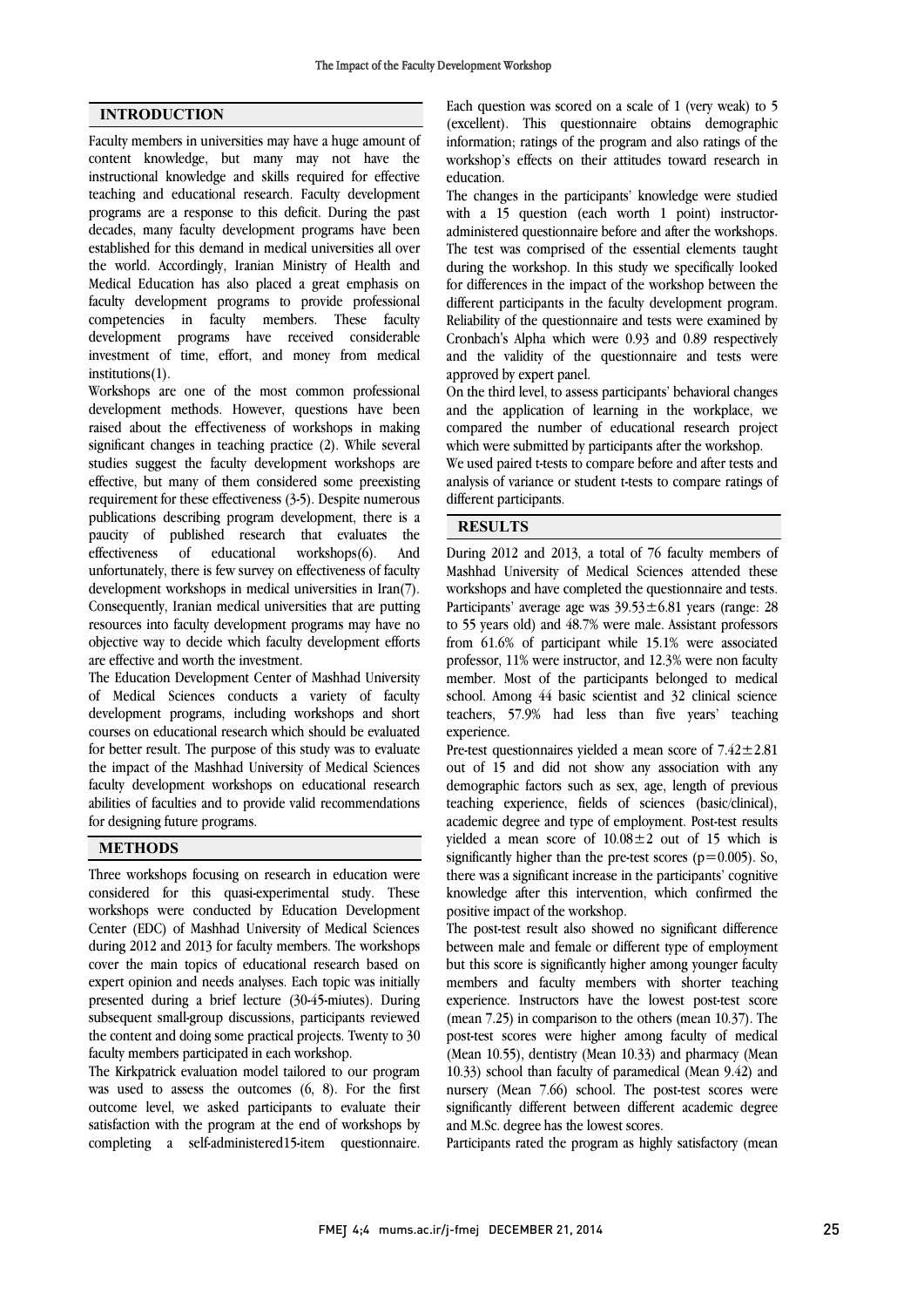## INTRODUCTION

Faculty members in universities may have a huge amount of content knowledge, but many may not have the instructional knowledge and skills required for effective teaching and educational research. Faculty development programs are a response to this deficit. During the past decades, many faculty development programs have been established for this demand in medical universities all over the world. Accordingly, Iranian Ministry of Health and Medical Education has also placed a great emphasis on faculty development programs to provide professional competencies in faculty members. These faculty development programs have received considerable investment of time, effort, and money from medical institutions(1).

Workshops are one of the most common professional development methods. However, questions have been raised about the effectiveness of workshops in making significant changes in teaching practice (2). While several studies suggest the faculty development workshops are effective, but many of them considered some preexisting requirement for these effectiveness (3-5). Despite numerous publications describing program development, there is a paucity of published research that evaluates the effectiveness of educational workshops(6). And unfortunately, there is few survey on effectiveness of faculty development workshops in medical universities in Iran(7). Consequently, Iranian medical universities that are putting resources into faculty development programs may have no objective way to decide which faculty development efforts are effective and worth the investment.

The Education Development Center of Mashhad University of Medical Sciences conducts a variety of faculty development programs, including workshops and short courses on educational research which should be evaluated for better result. The purpose of this study was to evaluate the impact of the Mashhad University of Medical Sciences faculty development workshops on educational research abilities of faculties and to provide valid recommendations for designing future programs.

## METHODS

Three workshops focusing on research in education were considered for this quasi-experimental study. These workshops were conducted by Education Development Center (EDC) of Mashhad University of Medical Sciences during 2012 and 2013 for faculty members. The workshops cover the main topics of educational research based on expert opinion and needs analyses. Each topic was initially presented during a brief lecture (30-45-miutes). During subsequent small-group discussions, participants reviewed the content and doing some practical projects. Twenty to 30 faculty members participated in each workshop.

The Kirkpatrick evaluation model tailored to our program was used to assess the outcomes (6, 8). For the first outcome level, we asked participants to evaluate their satisfaction with the program at the end of workshops by completing a self-administered15-item questionnaire. Each question was scored on a scale of 1 (very weak) to 5 (excellent). This questionnaire obtains demographic information; ratings of the program and also ratings of the workshop's effects on their attitudes toward research in education.

The changes in the participants' knowledge were studied with a 15 question (each worth 1 point) instructor-administered questionnaire before and after the workshops. The test was comprised of the essential elements taught during the workshop. In this study we specifically looked for differences in the impact of the workshop between the different participants in the faculty development program. Reliability of the questionnaire and tests were examined by Cronbach's Alpha which were 0.93 and 0.89 respectively and the validity of the questionnaire and tests were approved by expert panel.

On the third level, to assess participants' behavioral changes and the application of learning in the workplace, we compared the number of educational research project which were submitted by participants after the workshop.

We used paired t-tests to compare before and after tests and analysis of variance or student t-tests to compare ratings of different participants.

## RESULTS

During 2012 and 2013, a total of 76 faculty members of Mashhad University of Medical Sciences attended these workshops and have completed the questionnaire and tests. Participants' average age was $39.53\pm6.81$ years (range: 28 to 55 years old) and 48.7% were male. Assistant professors from 61.6% of participant while 15.1% were associated professor, 11% were instructor, and 12.3% were non faculty member. Most of the participants belonged to medical school. Among 44 basic scientist and 32 clinical science teachers, 57.9% had less than five years' teaching experience.

Pre-test questionnaires yielded a mean score of $7.42\pm2.81$ out of 15 and did not show any association with any demographic factors such as sex, age, length of previous teaching experience, fields of sciences (basic/clinical), academic degree and type of employment. Post-test results yielded a mean score of $10.08\pm2$ out of 15 which is significantly higher than the pre-test scores ($p=0.005$). So, there was a significant increase in the participants' cognitive knowledge after this intervention, which confirmed the positive impact of the workshop.

The post-test result also showed no significant difference between male and female or different type of employment but this score is significantly higher among younger faculty members and faculty members with shorter teaching experience. Instructors have the lowest post-test score (mean 7.25) in comparison to the others (mean 10.37). The post-test scores were higher among faculty of medical (Mean 10.55), dentistry (Mean 10.33) and pharmacy (Mean 10.33) school than faculty of paramedical (Mean 9.42) and nursery (Mean 7.66) school. The post-test scores were significantly different between different academic degree and M.Sc. degree has the lowest scores.

Participants rated the program as highly satisfactory (mean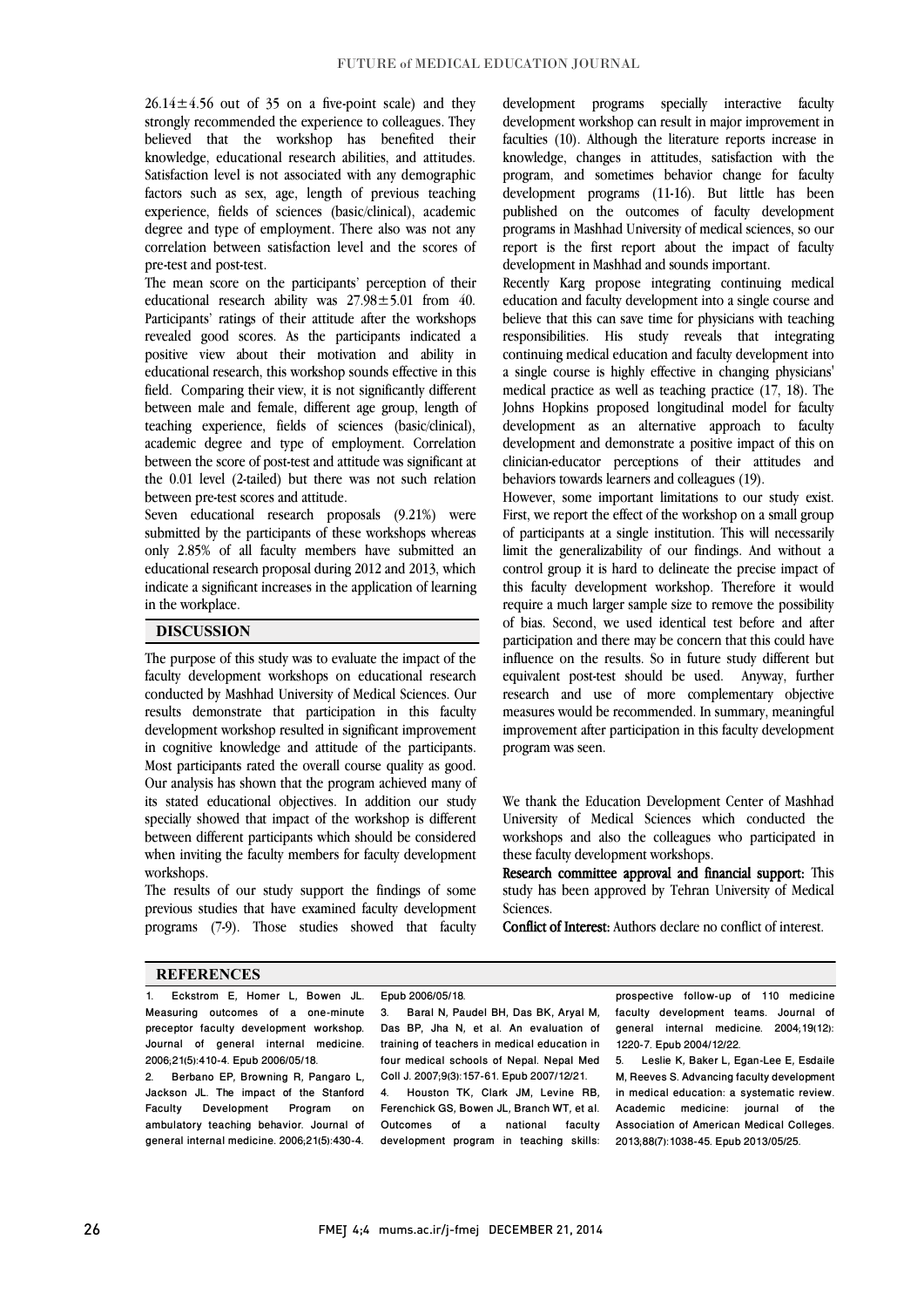$26.14 \pm 4.56$ out of 35 on a five-point scale) and they strongly recommended the experience to colleagues. They believed that the workshop has benefited their knowledge, educational research abilities, and attitudes. Satisfaction level is not associated with any demographic factors such as sex, age, length of previous teaching experience, fields of sciences (basic/clinical), academic degree and type of employment. There also was not any correlation between satisfaction level and the scores of pre-test and post-test.

The mean score on the participants' perception of their educational research ability was $27.98 \pm 5.01$ from 40. Participants' ratings of their attitude after the workshops revealed good scores. As the participants indicated a positive view about their motivation and ability in educational research, this workshop sounds effective in this field. Comparing their view, it is not significantly different between male and female, different age group, length of teaching experience, fields of sciences (basic/clinical), academic degree and type of employment. Correlation between the score of post-test and attitude was significant at the 0.01 level (2-tailed) but there was not such relation between pre-test scores and attitude.

Seven educational research proposals (9.21%) were submitted by the participants of these workshops whereas only 2.85% of all faculty members have submitted an educational research proposal during 2012 and 2013, which indicate a significant increases in the application of learning in the workplace.

## DISCUSSION

The purpose of this study was to evaluate the impact of the faculty development workshops on educational research conducted by Mashhad University of Medical Sciences. Our results demonstrate that participation in this faculty development workshop resulted in significant improvement in cognitive knowledge and attitude of the participants. Most participants rated the overall course quality as good. Our analysis has shown that the program achieved many of its stated educational objectives. In addition our study specially showed that impact of the workshop is different between different participants which should be considered when inviting the faculty members for faculty development workshops.

The results of our study support the findings of some previous studies that have examined faculty development programs (7-9). Those studies showed that faculty development programs specially interactive faculty development workshop can result in major improvement in faculties (10). Although the literature reports increase in knowledge, changes in attitudes, satisfaction with the program, and sometimes behavior change for faculty development programs (11-16). But little has been published on the outcomes of faculty development programs in Mashhad University of medical sciences, so our report is the first report about the impact of faculty development in Mashhad and sounds important.

Recently Karg propose integrating continuing medical education and faculty development into a single course and believe that this can save time for physicians with teaching responsibilities. His study reveals that integrating continuing medical education and faculty development into a single course is highly effective in changing physicians' medical practice as well as teaching practice (17, 18). The Johns Hopkins proposed longitudinal model for faculty development as an alternative approach to faculty development and demonstrate a positive impact of this on clinician-educator perceptions of their attitudes and behaviors towards learners and colleagues (19).

However, some important limitations to our study exist. First, we report the effect of the workshop on a small group of participants at a single institution. This will necessarily limit the generalizability of our findings. And without a control group it is hard to delineate the precise impact of this faculty development workshop. Therefore it would require a much larger sample size to remove the possibility of bias. Second, we used identical test before and after participation and there may be concern that this could have influence on the results. So in future study different but equivalent post-test should be used. Anyway, further research and use of more complementary objective measures would be recommended. In summary, meaningful improvement after participation in this faculty development program was seen.

We thank the Education Development Center of Mashhad University of Medical Sciences which conducted the workshops and also the colleagues who participated in these faculty development workshops.

**Research committee approval and financial support:** This study has been approved by Tehran University of Medical Sciences.

**Conflict of Interest:** Authors declare no conflict of interest.

## REFERENCES

1. Eckstrom E, Homer L, Bowen JL. Measuring outcomes of a one-minute preceptor faculty development workshop. Journal of general internal medicine. 2006;21(5):410-4. Epub 2006/05/18.
2. Berbano EP, Browning R, Pangaro L, Jackson JL. The impact of the Stanford Faculty Development Program on ambulatory teaching behavior. Journal of general internal medicine. 2006;21(5):430-4. Epub 2006/05/18.
3. Baral N, Paudel BH, Das BK, Aryal M, Das BP, Jha N, et al. An evaluation of training of teachers in medical education in four medical schools of Nepal. Nepal Med Coll J. 2007;9(3):157-61. Epub 2007/12/21.
4. Houston TK, Clark JM, Levine RB, Ferenchick GS, Bowen JL, Branch WT, et al. Outcomes of a national faculty development program in teaching skills: prospective follow-up of 110 medicine faculty development teams. Journal of general internal medicine. 2004;19(12):1220-7. Epub 2004/12/22.
5. Leslie K, Baker L, Egan-Lee E, Esdaile M, Reeves S. Advancing faculty development in medical education: a systematic review. Academic medicine: journal of the Association of American Medical Colleges. 2013;88(7):1038-45. Epub 2013/05/25.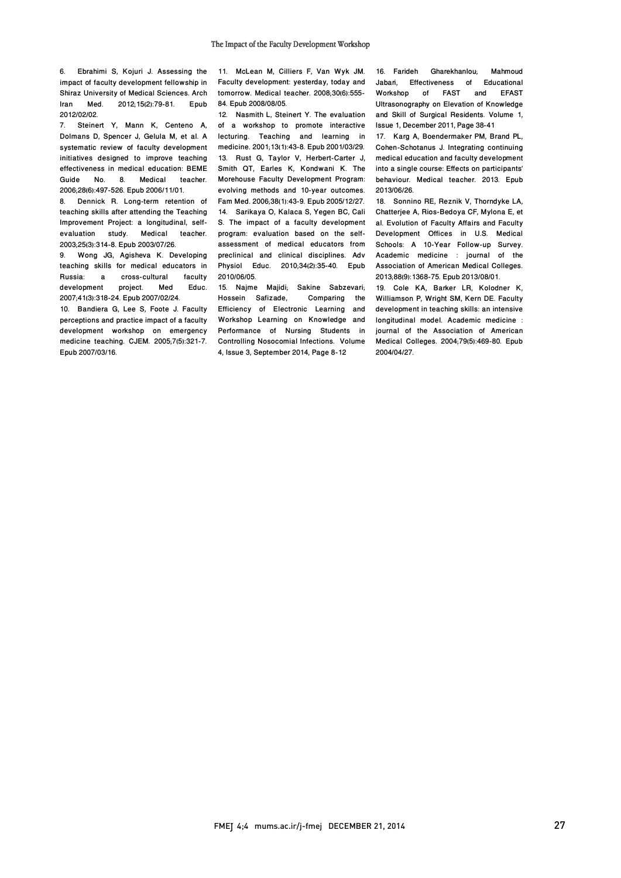6. Ebrahimi S, Kojuri J. Assessing the impact of faculty development fellowship in Shiraz University of Medical Sciences. Arch Iran Med. 2012;15(2):79-81. Epub 2012/02/02.

7. Steinert Y, Mann K, Centeno A, Dolmans D, Spencer J, Gelula M, et al. A systematic review of faculty development initiatives designed to improve teaching effectiveness in medical education: BEME Guide No. 8. Medical teacher. 2006;28(6):497-526. Epub 2006/11/01.

8. Dennick R. Long-term retention of teaching skills after attending the Teaching Improvement Project: a longitudinal, self-evaluation study. Medical teacher. 2003;25(3):314-8. Epub 2003/07/26.

9. Wong JG, Agisheva K. Developing teaching skills for medical educators in Russia: a cross-cultural faculty development project. Med Educ. 2007;41(3):318-24. Epub 2007/02/24.

10. Bandiera G, Lee S, Foote J. Faculty perceptions and practice impact of a faculty development workshop on emergency medicine teaching. CJEM. 2005;7(5):321-7. Epub 2007/03/16.

11. McLean M, Cilliers F, Van Wyk JM. Faculty development: yesterday, today and tomorrow. Medical teacher. 2008;30(6):555-84. Epub 2008/08/05.

12. Nasmith L, Steinert Y. The evaluation of a workshop to promote interactive lecturing. Teaching and learning in medicine. 2001;13(1):43-8. Epub 2001/03/29.

13. Rust G, Taylor V, Herbert-Carter J, Smith QT, Earles K, Kondwani K. The Morehouse Faculty Development Program: evolving methods and 10-year outcomes. Fam Med. 2006;38(1):43-9. Epub 2005/12/27.

14. Sarikaya O, Kalaca S, Yegen BC, Cali S. The impact of a faculty development program: evaluation based on the self-assessment of medical educators from preclinical and clinical disciplines. Adv Physiol Educ. 2010;34(2):35-40. Epub 2010/06/05.

15. Najme Majidi; Sakine Sabzevari; Hossein Safizade, Comparing the Efficiency of Electronic Learning and Workshop Learning on Knowledge and Performance of Nursing Students in Controlling Nosocomial Infections. Volume 4, Issue 3, September 2014, Page 8-12

16. Farideh Gharekhanlou; Mahmoud Jabari, Effectiveness of Educational Workshop of FAST and EFAST Ultrasonography on Elevation of Knowledge and Skill of Surgical Residents. Volume 1, Issue 1, December 2011, Page 38-41

17. Karg A, Boendermaker PM, Brand PL, Cohen-Schotanus J. Integrating continuing medical education and faculty development into a single course: Effects on participants' behaviour. Medical teacher. 2013. Epub 2013/06/26.

18. Sonnino RE, Reznik V, Thorndyke LA, Chatterjee A, Rios-Bedoya CF, Mylona E, et al. Evolution of Faculty Affairs and Faculty Development Offices in U.S. Medical Schools: A 10-Year Follow-up Survey. Academic medicine : journal of the Association of American Medical Colleges. 2013;88(9):1368-75. Epub 2013/08/01.

19. Cole KA, Barker LR, Kolodner K, Williamson P, Wright SM, Kern DE. Faculty development in teaching skills: an intensive longitudinal model. Academic medicine : journal of the Association of American Medical Colleges. 2004;79(5):469-80. Epub 2004/04/27.